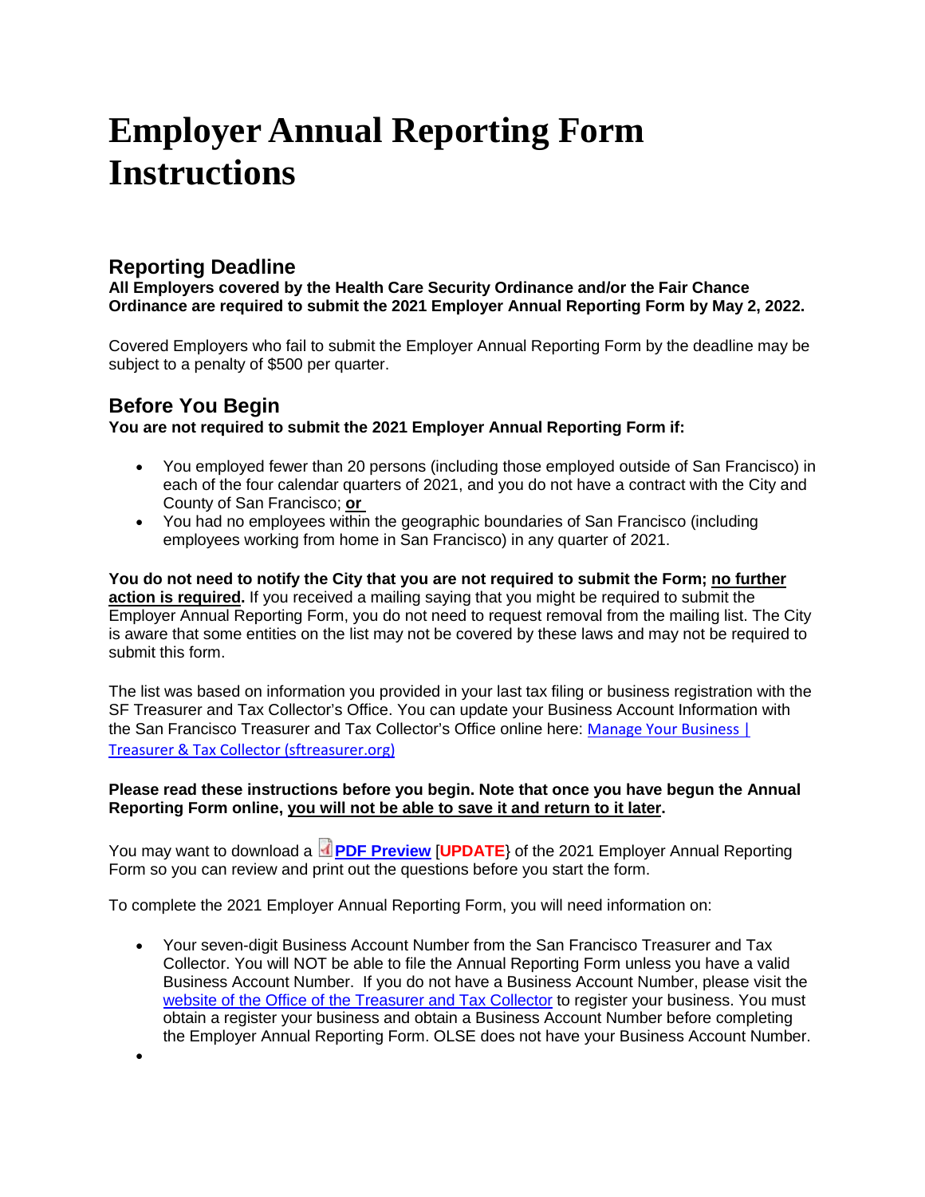# Employer Annual Reporting Form Instructions

## Reporting Deadline

**All Employers covered by the Health Care Security Ordinance and/or the Fair Chance Ordinance are required to submit the 2021 Employer Annual Reporting Form by May 2, 2022.**

Covered Employers who fail to submit the Employer Annual Reporting Form by the deadline may be subject to a penalty of $500 per quarter.

## Before You Begin

**You are not required to submit the 2021 Employer Annual Reporting Form if:**

- You employed fewer than 20 persons (including those employed outside of San Francisco) in each of the four calendar quarters of 2021, and you do not have a contract with the City and County of San Francisco; **or**
- You had no employees within the geographic boundaries of San Francisco (including employees working from home in San Francisco) in any quarter of 2021.

**You do not need to notify the City that you are not required to submit the Form; no further action is required.** If you received a mailing saying that you might be required to submit the Employer Annual Reporting Form, you do not need to request removal from the mailing list. The City is aware that some entities on the list may not be covered by these laws and may not be required to submit this form.

The list was based on information you provided in your last tax filing or business registration with the SF Treasurer and Tax Collector's Office. You can update your Business Account Information with the San Francisco Treasurer and Tax Collector's Office online here: Manage Your Business | Treasurer & Tax Collector (sftreasurer.org)

**Please read these instructions before you begin. Note that once you have begun the Annual Reporting Form online, you will not be able to save it and return to it later.**

You may want to download a **PDF Preview** [**UPDATE**} of the 2021 Employer Annual Reporting Form so you can review and print out the questions before you start the form.

To complete the 2021 Employer Annual Reporting Form, you will need information on:

- Your seven-digit Business Account Number from the San Francisco Treasurer and Tax Collector. You will NOT be able to file the Annual Reporting Form unless you have a valid Business Account Number. If you do not have a Business Account Number, please visit the website of the Office of the Treasurer and Tax Collector to register your business. You must obtain a register your business and obtain a Business Account Number before completing the Employer Annual Reporting Form. OLSE does not have your Business Account Number.
-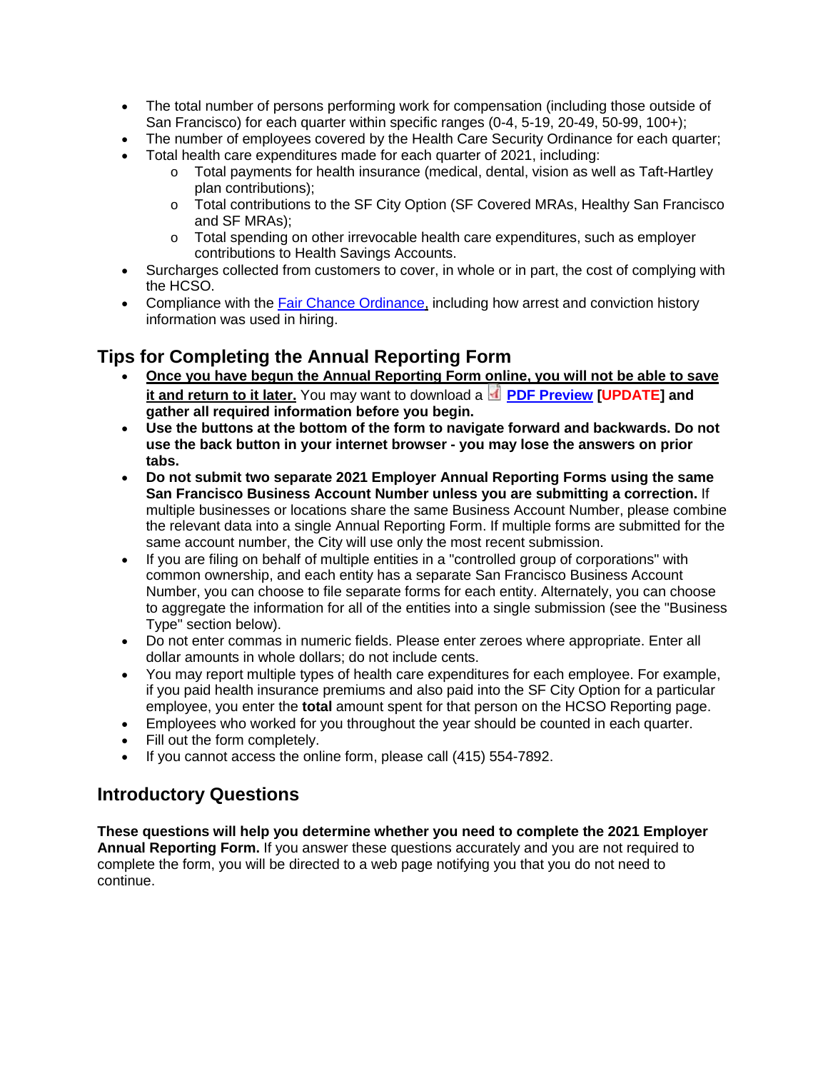- The total number of persons performing work for compensation (including those outside of San Francisco) for each quarter within specific ranges (0-4, 5-19, 20-49, 50-99, 100+);
- The number of employees covered by the Health Care Security Ordinance for each quarter;
- Total health care expenditures made for each quarter of 2021, including:
  - Total payments for health insurance (medical, dental, vision as well as Taft-Hartley plan contributions);
  - Total contributions to the SF City Option (SF Covered MRAs, Healthy San Francisco and SF MRAs);
  - Total spending on other irrevocable health care expenditures, such as employer contributions to Health Savings Accounts.
- Surcharges collected from customers to cover, in whole or in part, the cost of complying with the HCSO.
- Compliance with the Fair Chance Ordinance, including how arrest and conviction history information was used in hiring.

## Tips for Completing the Annual Reporting Form

- **Once you have begun the Annual Reporting Form online, you will not be able to save it and return to it later.** You may want to download a **PDF Preview [UPDATE] and gather all required information before you begin.**
- **Use the buttons at the bottom of the form to navigate forward and backwards. Do not use the back button in your internet browser - you may lose the answers on prior tabs.**
- **Do not submit two separate 2021 Employer Annual Reporting Forms using the same San Francisco Business Account Number unless you are submitting a correction.** If multiple businesses or locations share the same Business Account Number, please combine the relevant data into a single Annual Reporting Form. If multiple forms are submitted for the same account number, the City will use only the most recent submission.
- If you are filing on behalf of multiple entities in a "controlled group of corporations" with common ownership, and each entity has a separate San Francisco Business Account Number, you can choose to file separate forms for each entity. Alternately, you can choose to aggregate the information for all of the entities into a single submission (see the "Business Type" section below).
- Do not enter commas in numeric fields. Please enter zeroes where appropriate. Enter all dollar amounts in whole dollars; do not include cents.
- You may report multiple types of health care expenditures for each employee. For example, if you paid health insurance premiums and also paid into the SF City Option for a particular employee, you enter the **total** amount spent for that person on the HCSO Reporting page.
- Employees who worked for you throughout the year should be counted in each quarter.
- Fill out the form completely.
- If you cannot access the online form, please call (415) 554-7892.

## Introductory Questions

**These questions will help you determine whether you need to complete the 2021 Employer Annual Reporting Form.** If you answer these questions accurately and you are not required to complete the form, you will be directed to a web page notifying you that you do not need to continue.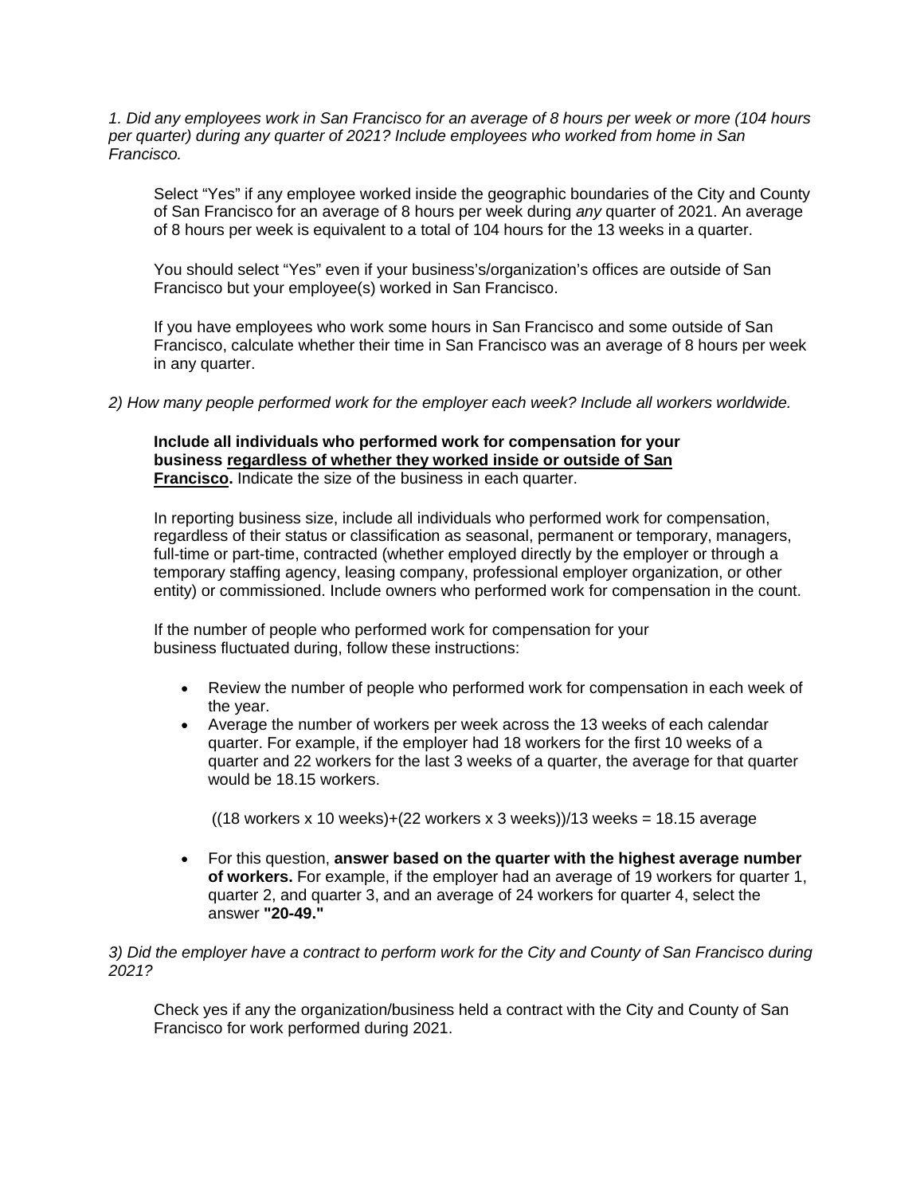*1. Did any employees work in San Francisco for an average of 8 hours per week or more (104 hours per quarter) during any quarter of 2021? Include employees who worked from home in San Francisco.*

Select "Yes" if any employee worked inside the geographic boundaries of the City and County of San Francisco for an average of 8 hours per week during *any* quarter of 2021. An average of 8 hours per week is equivalent to a total of 104 hours for the 13 weeks in a quarter.

You should select "Yes" even if your business's/organization's offices are outside of San Francisco but your employee(s) worked in San Francisco.

If you have employees who work some hours in San Francisco and some outside of San Francisco, calculate whether their time in San Francisco was an average of 8 hours per week in any quarter.

*2) How many people performed work for the employer each week? Include all workers worldwide.*

**Include all individuals who performed work for compensation for your business <u>regardless of whether they worked inside or outside of San Francisco</u>.** Indicate the size of the business in each quarter.

In reporting business size, include all individuals who performed work for compensation, regardless of their status or classification as seasonal, permanent or temporary, managers, full-time or part-time, contracted (whether employed directly by the employer or through a temporary staffing agency, leasing company, professional employer organization, or other entity) or commissioned. Include owners who performed work for compensation in the count.

If the number of people who performed work for compensation for your business fluctuated during, follow these instructions:

- Review the number of people who performed work for compensation in each week of the year.
- Average the number of workers per week across the 13 weeks of each calendar quarter. For example, if the employer had 18 workers for the first 10 weeks of a quarter and 22 workers for the last 3 weeks of a quarter, the average for that quarter would be 18.15 workers.

  ((18 workers x 10 weeks)+(22 workers x 3 weeks))/13 weeks = 18.15 average

- For this question, **answer based on the quarter with the highest average number of workers.** For example, if the employer had an average of 19 workers for quarter 1, quarter 2, and quarter 3, and an average of 24 workers for quarter 4, select the answer **"20-49."**

*3) Did the employer have a contract to perform work for the City and County of San Francisco during 2021?*

Check yes if any the organization/business held a contract with the City and County of San Francisco for work performed during 2021.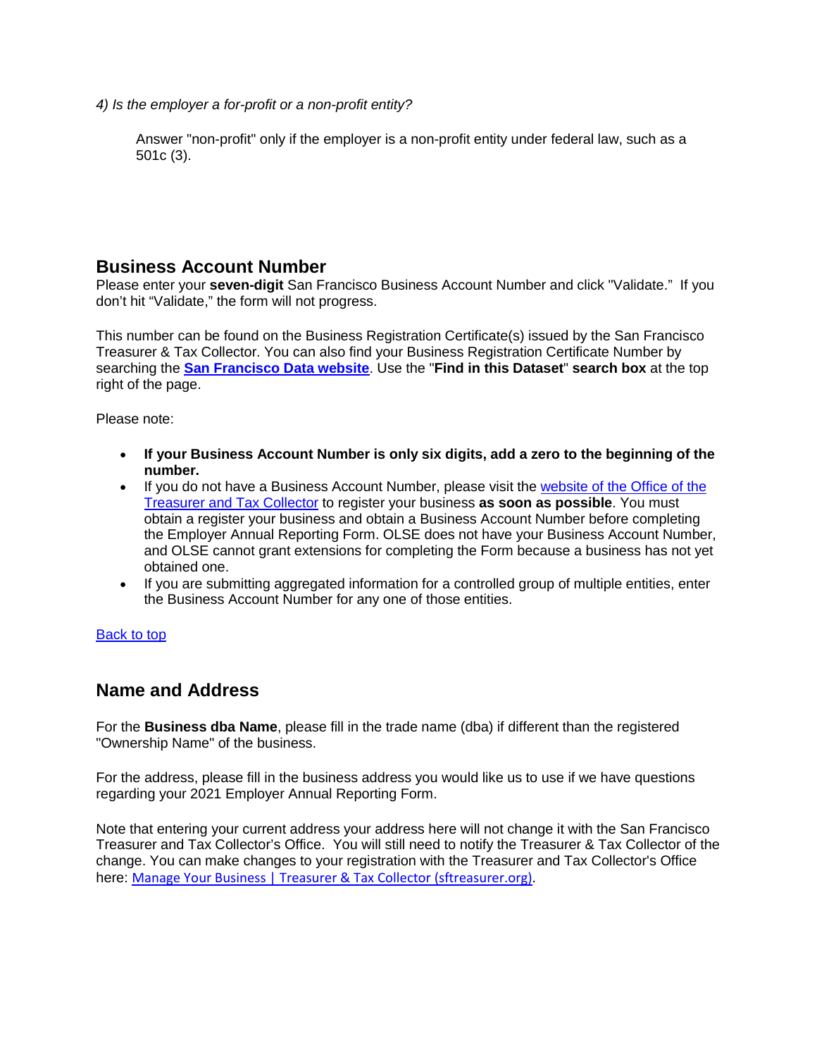*4) Is the employer a for-profit or a non-profit entity?*

Answer "non-profit" only if the employer is a non-profit entity under federal law, such as a 501c (3).

## Business Account Number

Please enter your **seven-digit** San Francisco Business Account Number and click "Validate." If you don't hit "Validate," the form will not progress.

This number can be found on the Business Registration Certificate(s) issued by the San Francisco Treasurer & Tax Collector. You can also find your Business Registration Certificate Number by searching the **San Francisco Data website**. Use the "**Find in this Dataset**" **search box** at the top right of the page.

Please note:

- **If your Business Account Number is only six digits, add a zero to the beginning of the number.**
- If you do not have a Business Account Number, please visit the website of the Office of the Treasurer and Tax Collector to register your business **as soon as possible**. You must obtain a register your business and obtain a Business Account Number before completing the Employer Annual Reporting Form. OLSE does not have your Business Account Number, and OLSE cannot grant extensions for completing the Form because a business has not yet obtained one.
- If you are submitting aggregated information for a controlled group of multiple entities, enter the Business Account Number for any one of those entities.

Back to top

## Name and Address

For the **Business dba Name**, please fill in the trade name (dba) if different than the registered "Ownership Name" of the business.

For the address, please fill in the business address you would like us to use if we have questions regarding your 2021 Employer Annual Reporting Form.

Note that entering your current address your address here will not change it with the San Francisco Treasurer and Tax Collector's Office. You will still need to notify the Treasurer & Tax Collector of the change. You can make changes to your registration with the Treasurer and Tax Collector's Office here: Manage Your Business | Treasurer & Tax Collector (sftreasurer.org).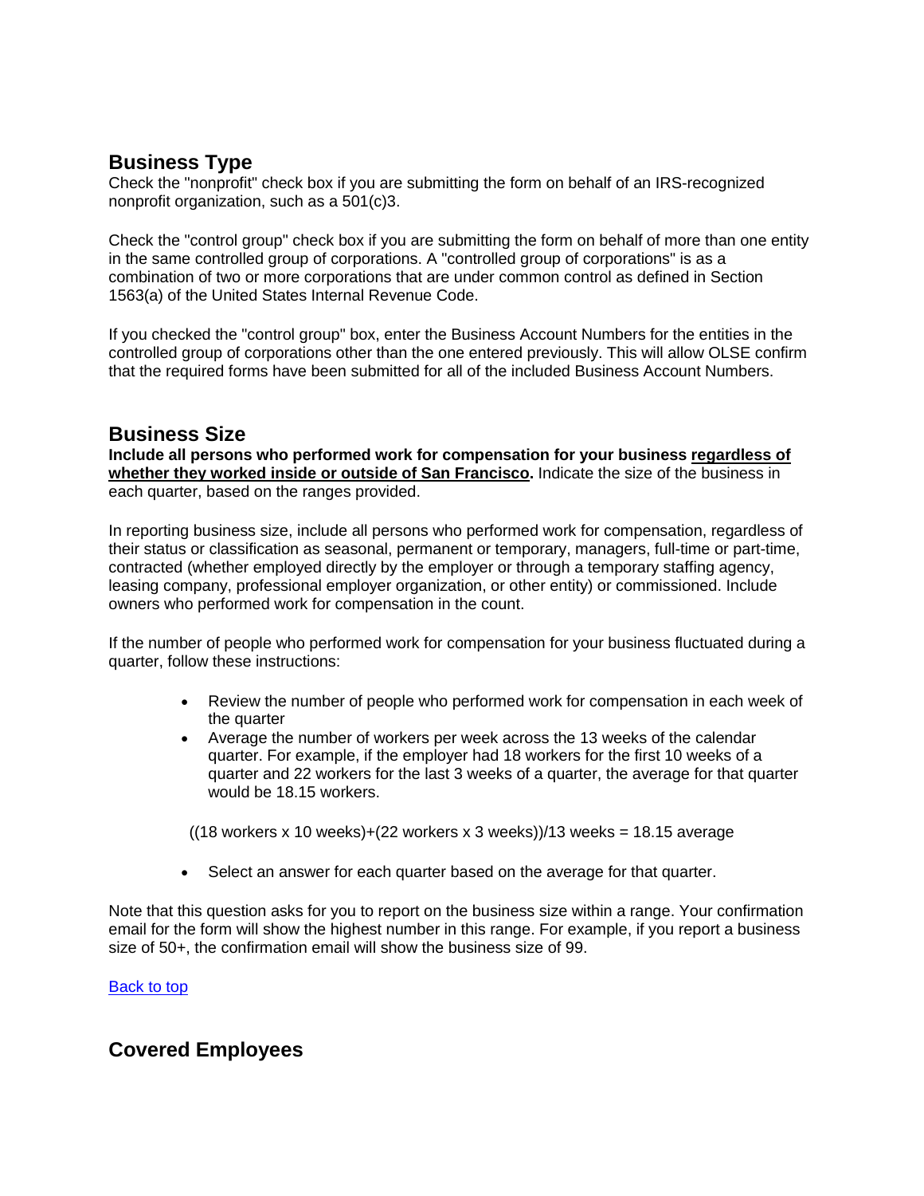## Business Type

Check the "nonprofit" check box if you are submitting the form on behalf of an IRS-recognized nonprofit organization, such as a 501(c)3.

Check the "control group" check box if you are submitting the form on behalf of more than one entity in the same controlled group of corporations. A "controlled group of corporations" is as a combination of two or more corporations that are under common control as defined in Section 1563(a) of the United States Internal Revenue Code.

If you checked the "control group" box, enter the Business Account Numbers for the entities in the controlled group of corporations other than the one entered previously. This will allow OLSE confirm that the required forms have been submitted for all of the included Business Account Numbers.

## Business Size

**Include all persons who performed work for compensation for your business regardless of whether they worked inside or outside of San Francisco.** Indicate the size of the business in each quarter, based on the ranges provided.

In reporting business size, include all persons who performed work for compensation, regardless of their status or classification as seasonal, permanent or temporary, managers, full-time or part-time, contracted (whether employed directly by the employer or through a temporary staffing agency, leasing company, professional employer organization, or other entity) or commissioned. Include owners who performed work for compensation in the count.

If the number of people who performed work for compensation for your business fluctuated during a quarter, follow these instructions:

- Review the number of people who performed work for compensation in each week of the quarter
- Average the number of workers per week across the 13 weeks of the calendar quarter. For example, if the employer had 18 workers for the first 10 weeks of a quarter and 22 workers for the last 3 weeks of a quarter, the average for that quarter would be 18.15 workers.

  ((18 workers x 10 weeks)+(22 workers x 3 weeks))/13 weeks = 18.15 average

- Select an answer for each quarter based on the average for that quarter.

Note that this question asks for you to report on the business size within a range. Your confirmation email for the form will show the highest number in this range. For example, if you report a business size of 50+, the confirmation email will show the business size of 99.

Back to top

## Covered Employees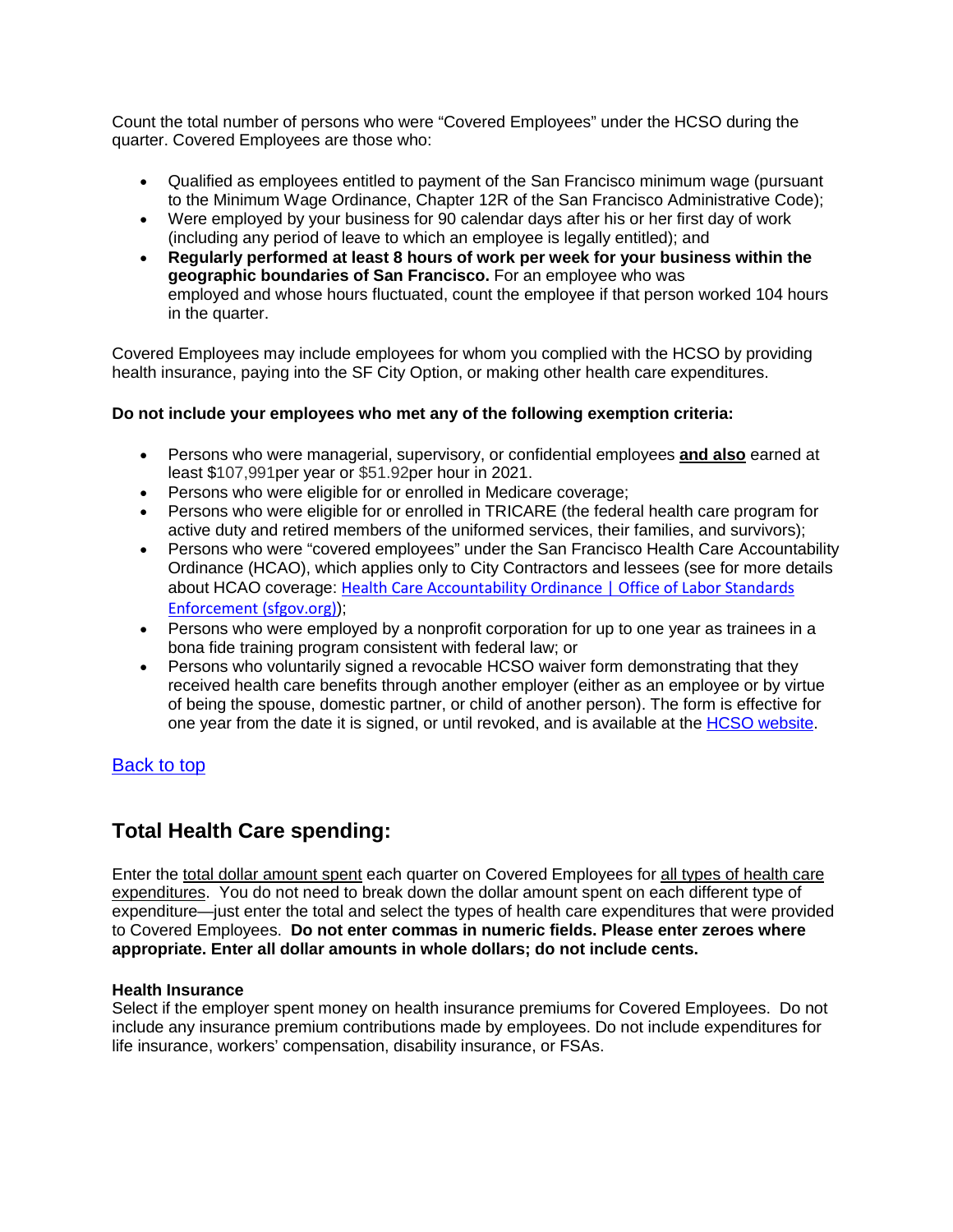Count the total number of persons who were "Covered Employees" under the HCSO during the quarter. Covered Employees are those who:

- Qualified as employees entitled to payment of the San Francisco minimum wage (pursuant to the Minimum Wage Ordinance, Chapter 12R of the San Francisco Administrative Code);
- Were employed by your business for 90 calendar days after his or her first day of work (including any period of leave to which an employee is legally entitled); and
- **Regularly performed at least 8 hours of work per week for your business within the geographic boundaries of San Francisco.** For an employee who was employed and whose hours fluctuated, count the employee if that person worked 104 hours in the quarter.

Covered Employees may include employees for whom you complied with the HCSO by providing health insurance, paying into the SF City Option, or making other health care expenditures.

**Do not include your employees who met any of the following exemption criteria:**

- Persons who were managerial, supervisory, or confidential employees **and also** earned at least $107,991per year or $51.92per hour in 2021.
- Persons who were eligible for or enrolled in Medicare coverage;
- Persons who were eligible for or enrolled in TRICARE (the federal health care program for active duty and retired members of the uniformed services, their families, and survivors);
- Persons who were "covered employees" under the San Francisco Health Care Accountability Ordinance (HCAO), which applies only to City Contractors and lessees (see for more details about HCAO coverage: Health Care Accountability Ordinance | Office of Labor Standards Enforcement (sfgov.org));
- Persons who were employed by a nonprofit corporation for up to one year as trainees in a bona fide training program consistent with federal law; or
- Persons who voluntarily signed a revocable HCSO waiver form demonstrating that they received health care benefits through another employer (either as an employee or by virtue of being the spouse, domestic partner, or child of another person). The form is effective for one year from the date it is signed, or until revoked, and is available at the HCSO website.

Back to top

## Total Health Care spending:

Enter the total dollar amount spent each quarter on Covered Employees for all types of health care expenditures. You do not need to break down the dollar amount spent on each different type of expenditure—just enter the total and select the types of health care expenditures that were provided to Covered Employees. **Do not enter commas in numeric fields. Please enter zeroes where appropriate. Enter all dollar amounts in whole dollars; do not include cents.**

**Health Insurance**
Select if the employer spent money on health insurance premiums for Covered Employees. Do not include any insurance premium contributions made by employees. Do not include expenditures for life insurance, workers' compensation, disability insurance, or FSAs.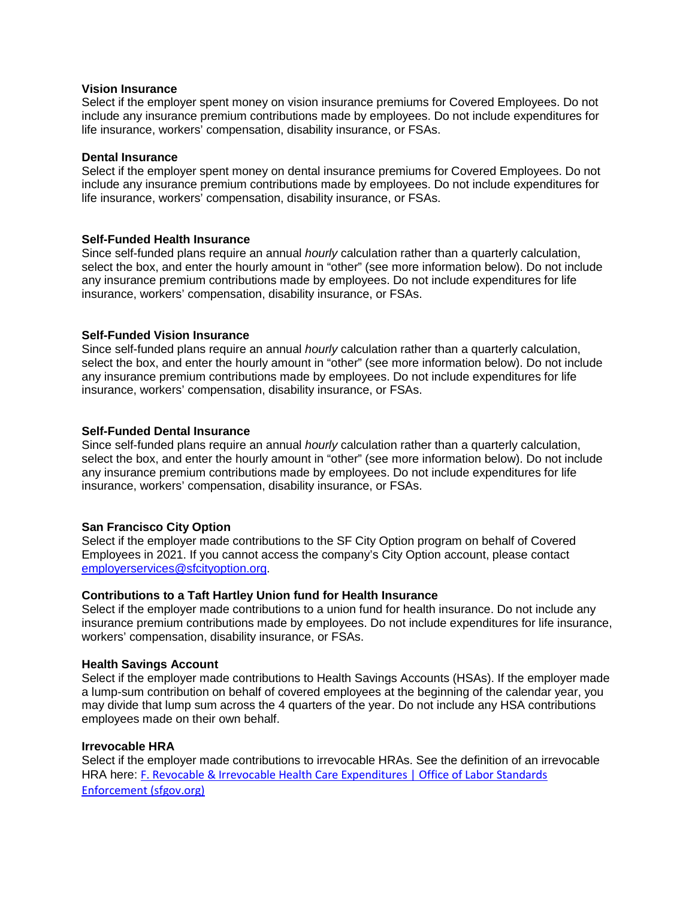**Vision Insurance**
Select if the employer spent money on vision insurance premiums for Covered Employees. Do not include any insurance premium contributions made by employees. Do not include expenditures for life insurance, workers' compensation, disability insurance, or FSAs.

**Dental Insurance**
Select if the employer spent money on dental insurance premiums for Covered Employees. Do not include any insurance premium contributions made by employees. Do not include expenditures for life insurance, workers' compensation, disability insurance, or FSAs.

**Self-Funded Health Insurance**
Since self-funded plans require an annual *hourly* calculation rather than a quarterly calculation, select the box, and enter the hourly amount in "other" (see more information below). Do not include any insurance premium contributions made by employees. Do not include expenditures for life insurance, workers' compensation, disability insurance, or FSAs.

**Self-Funded Vision Insurance**
Since self-funded plans require an annual *hourly* calculation rather than a quarterly calculation, select the box, and enter the hourly amount in "other" (see more information below). Do not include any insurance premium contributions made by employees. Do not include expenditures for life insurance, workers' compensation, disability insurance, or FSAs.

**Self-Funded Dental Insurance**
Since self-funded plans require an annual *hourly* calculation rather than a quarterly calculation, select the box, and enter the hourly amount in "other" (see more information below). Do not include any insurance premium contributions made by employees. Do not include expenditures for life insurance, workers' compensation, disability insurance, or FSAs.

**San Francisco City Option**
Select if the employer made contributions to the SF City Option program on behalf of Covered Employees in 2021. If you cannot access the company's City Option account, please contact [employerservices@sfcityoption.org](mailto:employerservices@sfcityoption.org).

**Contributions to a Taft Hartley Union fund for Health Insurance**
Select if the employer made contributions to a union fund for health insurance. Do not include any insurance premium contributions made by employees. Do not include expenditures for life insurance, workers' compensation, disability insurance, or FSAs.

**Health Savings Account**
Select if the employer made contributions to Health Savings Accounts (HSAs). If the employer made a lump-sum contribution on behalf of covered employees at the beginning of the calendar year, you may divide that lump sum across the 4 quarters of the year. Do not include any HSA contributions employees made on their own behalf.

**Irrevocable HRA**
Select if the employer made contributions to irrevocable HRAs. See the definition of an irrevocable HRA here: [F. Revocable & Irrevocable Health Care Expenditures | Office of Labor Standards Enforcement (sfgov.org)]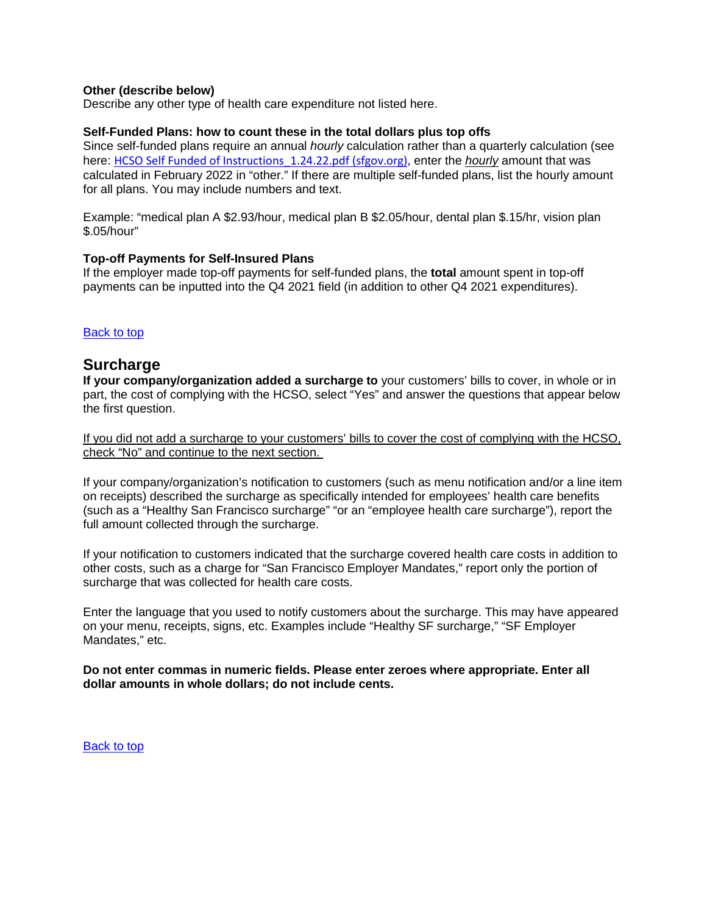**Other (describe below)**
Describe any other type of health care expenditure not listed here.

**Self-Funded Plans: how to count these in the total dollars plus top offs**
Since self-funded plans require an annual *hourly* calculation rather than a quarterly calculation (see here: [HCSO Self Funded of Instructions_1.24.22.pdf (sfgov.org)](HCSO Self Funded of Instructions_1.24.22.pdf (sfgov.org)), enter the *hourly* amount that was calculated in February 2022 in "other." If there are multiple self-funded plans, list the hourly amount for all plans. You may include numbers and text.

Example: "medical plan A $2.93/hour, medical plan B $2.05/hour, dental plan $.15/hr, vision plan $.05/hour"

**Top-off Payments for Self-Insured Plans**
If the employer made top-off payments for self-funded plans, the **total** amount spent in top-off payments can be inputted into the Q4 2021 field (in addition to other Q4 2021 expenditures).

Back to top

## Surcharge

**If your company/organization added a surcharge to** your customers' bills to cover, in whole or in part, the cost of complying with the HCSO, select "Yes" and answer the questions that appear below the first question.

If you did not add a surcharge to your customers' bills to cover the cost of complying with the HCSO, check "No" and continue to the next section.

If your company/organization's notification to customers (such as menu notification and/or a line item on receipts) described the surcharge as specifically intended for employees' health care benefits (such as a "Healthy San Francisco surcharge" "or an "employee health care surcharge"), report the full amount collected through the surcharge.

If your notification to customers indicated that the surcharge covered health care costs in addition to other costs, such as a charge for "San Francisco Employer Mandates," report only the portion of surcharge that was collected for health care costs.

Enter the language that you used to notify customers about the surcharge. This may have appeared on your menu, receipts, signs, etc. Examples include "Healthy SF surcharge," "SF Employer Mandates," etc.

**Do not enter commas in numeric fields. Please enter zeroes where appropriate. Enter all dollar amounts in whole dollars; do not include cents.**

Back to top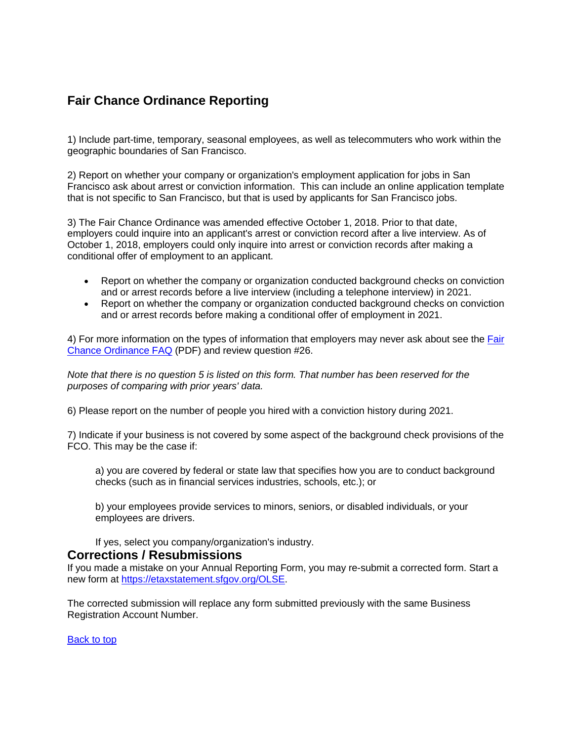## Fair Chance Ordinance Reporting

1) Include part-time, temporary, seasonal employees, as well as telecommuters who work within the geographic boundaries of San Francisco.

2) Report on whether your company or organization's employment application for jobs in San Francisco ask about arrest or conviction information. This can include an online application template that is not specific to San Francisco, but that is used by applicants for San Francisco jobs.

3) The Fair Chance Ordinance was amended effective October 1, 2018. Prior to that date, employers could inquire into an applicant's arrest or conviction record after a live interview. As of October 1, 2018, employers could only inquire into arrest or conviction records after making a conditional offer of employment to an applicant.

- Report on whether the company or organization conducted background checks on conviction and or arrest records before a live interview (including a telephone interview) in 2021.
- Report on whether the company or organization conducted background checks on conviction and or arrest records before making a conditional offer of employment in 2021.

4) For more information on the types of information that employers may never ask about see the [Fair Chance Ordinance FAQ](#) (PDF) and review question #26.

*Note that there is no question 5 is listed on this form. That number has been reserved for the purposes of comparing with prior years' data.*

6) Please report on the number of people you hired with a conviction history during 2021.

7) Indicate if your business is not covered by some aspect of the background check provisions of the FCO. This may be the case if:

> a) you are covered by federal or state law that specifies how you are to conduct background checks (such as in financial services industries, schools, etc.); or
>
> b) your employees provide services to minors, seniors, or disabled individuals, or your employees are drivers.
>
> If yes, select you company/organization's industry.

## Corrections / Resubmissions

If you made a mistake on your Annual Reporting Form, you may re-submit a corrected form. Start a new form at [https://etaxstatement.sfgov.org/OLSE](https://etaxstatement.sfgov.org/OLSE).

The corrected submission will replace any form submitted previously with the same Business Registration Account Number.

[Back to top](#)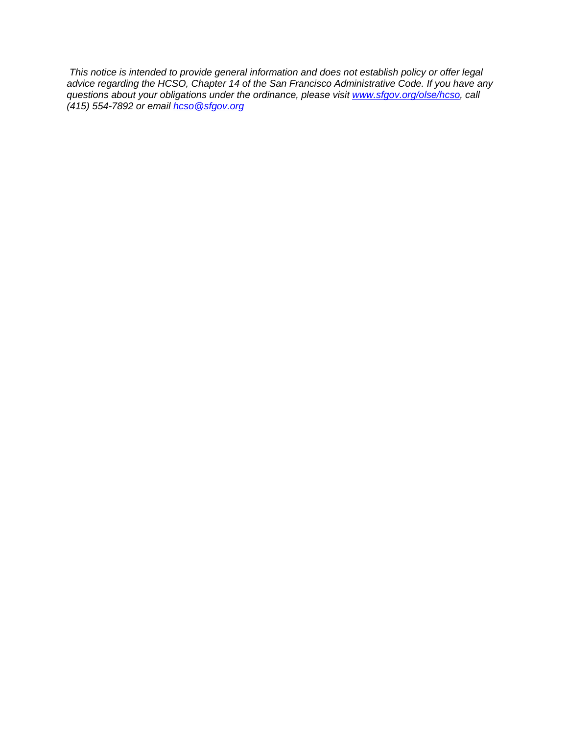*This notice is intended to provide general information and does not establish policy or offer legal advice regarding the HCSO, Chapter 14 of the San Francisco Administrative Code. If you have any questions about your obligations under the ordinance, please visit [www.sfgov.org/olse/hcso](www.sfgov.org/olse/hcso), call (415) 554-7892 or email [hcso@sfgov.org](mailto:hcso@sfgov.org)*